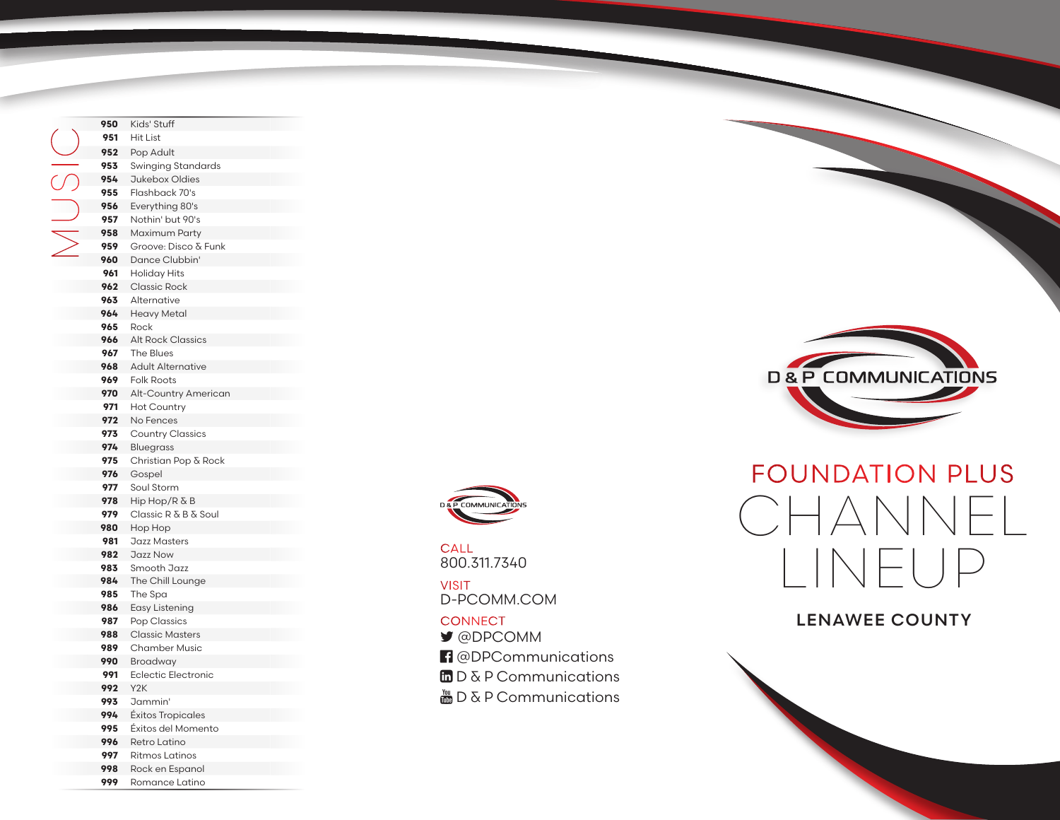## MUSIC

| | |
|---|---|
| 950 | Kids' Stuff |
| 951 | Hit List |
| 952 | Pop Adult |
| 953 | Swinging Standards |
| 954 | Jukebox Oldies |
| 955 | Flashback 70's |
| 956 | Everything 80's |
| 957 | Nothin' but 90's |
| 958 | Maximum Party |
| 959 | Groove: Disco & Funk |
| 960 | Dance Clubbin' |
| 961 | Holiday Hits |
| 962 | Classic Rock |
| 963 | Alternative |
| 964 | Heavy Metal |
| 965 | Rock |
| 966 | Alt Rock Classics |
| 967 | The Blues |
| 968 | Adult Alternative |
| 969 | Folk Roots |
| 970 | Alt-Country American |
| 971 | Hot Country |
| 972 | No Fences |
| 973 | Country Classics |
| 974 | Bluegrass |
| 975 | Christian Pop & Rock |
| 976 | Gospel |
| 977 | Soul Storm |
| 978 | Hip Hop/R & B |
| 979 | Classic R & B & Soul |
| 980 | Hop Hop |
| 981 | Jazz Masters |
| 982 | Jazz Now |
| 983 | Smooth Jazz |
| 984 | The Chill Lounge |
| 985 | The Spa |
| 986 | Easy Listening |
| 987 | Pop Classics |
| 988 | Classic Masters |
| 989 | Chamber Music |
| 990 | Broadway |
| 991 | Eclectic Electronic |
| 992 | Y2K |
| 993 | Jammin' |
| 994 | Éxitos Tropicales |
| 995 | Éxitos del Momento |
| 996 | Retro Latino |
| 997 | Ritmos Latinos |
| 998 | Rock en Espanol |
| 999 | Romance Latino |

D & P COMMUNICATIONS

CALL
800.311.7340

VISIT
D-PCOMM.COM

CONNECT
@DPCOMM
@DPCommunications
D & P Communications
D & P Communications

D & P COMMUNICATIONS

# FOUNDATION PLUS
# CHANNEL LINEUP

## LENAWEE COUNTY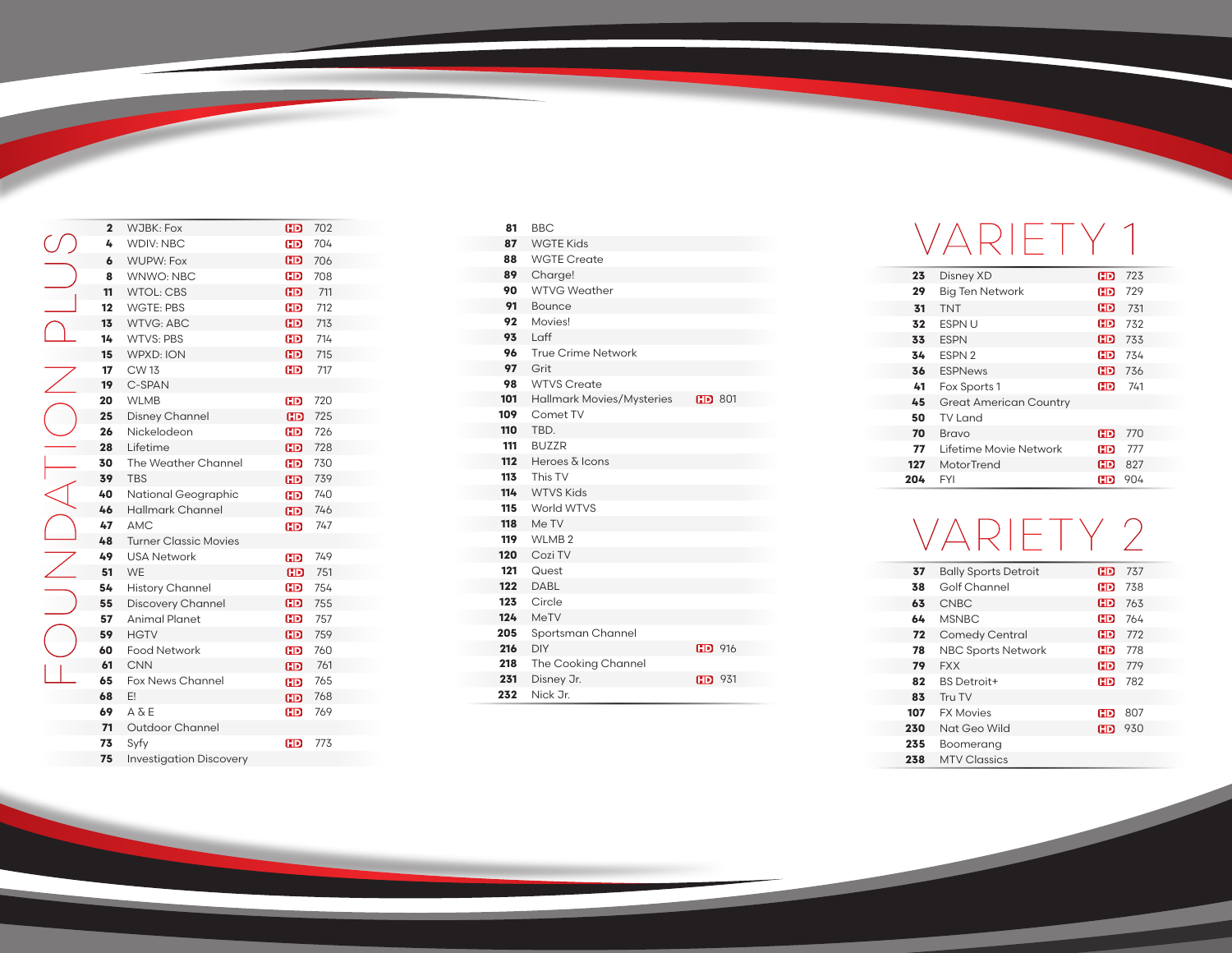## FOUNDATION PLUS

| | | | |
|---|---|---|---|
| 2 | WJBK: Fox | HD | 702 |
| 4 | WDIV: NBC | HD | 704 |
| 6 | WUPW: Fox | HD | 706 |
| 8 | WNWO: NBC | HD | 708 |
| 11 | WTOL: CBS | HD | 711 |
| 12 | WGTE: PBS | HD | 712 |
| 13 | WTVG: ABC | HD | 713 |
| 14 | WTVS: PBS | HD | 714 |
| 15 | WPXD: ION | HD | 715 |
| 17 | CW 13 | HD | 717 |
| 19 | C-SPAN | | |
| 20 | WLMB | HD | 720 |
| 25 | Disney Channel | HD | 725 |
| 26 | Nickelodeon | HD | 726 |
| 28 | Lifetime | HD | 728 |
| 30 | The Weather Channel | HD | 730 |
| 39 | TBS | HD | 739 |
| 40 | National Geographic | HD | 740 |
| 46 | Hallmark Channel | HD | 746 |
| 47 | AMC | HD | 747 |
| 48 | Turner Classic Movies | | |
| 49 | USA Network | HD | 749 |
| 51 | WE | HD | 751 |
| 54 | History Channel | HD | 754 |
| 55 | Discovery Channel | HD | 755 |
| 57 | Animal Planet | HD | 757 |
| 59 | HGTV | HD | 759 |
| 60 | Food Network | HD | 760 |
| 61 | CNN | HD | 761 |
| 65 | Fox News Channel | HD | 765 |
| 68 | E! | HD | 768 |
| 69 | A & E | HD | 769 |
| 71 | Outdoor Channel | | |
| 73 | Syfy | HD | 773 |
| 75 | Investigation Discovery | | |
| 81 | BBC | | |
| 87 | WGTE Kids | | |
| 88 | WGTE Create | | |
| 89 | Charge! | | |
| 90 | WTVG Weather | | |
| 91 | Bounce | | |
| 92 | Movies! | | |
| 93 | Laff | | |
| 96 | True Crime Network | | |
| 97 | Grit | | |
| 98 | WTVS Create | | |
| 101 | Hallmark Movies/Mysteries | HD | 801 |
| 109 | Comet TV | | |
| 110 | TBD. | | |
| 111 | BUZZR | | |
| 112 | Heroes & Icons | | |
| 113 | This TV | | |
| 114 | WTVS Kids | | |
| 115 | World WTVS | | |
| 118 | Me TV | | |
| 119 | WLMB 2 | | |
| 120 | Cozi TV | | |
| 121 | Quest | | |
| 122 | DABL | | |
| 123 | Circle | | |
| 124 | MeTV | | |
| 205 | Sportsman Channel | | |
| 216 | DIY | HD | 916 |
| 218 | The Cooking Channel | | |
| 231 | Disney Jr. | HD | 931 |
| 232 | Nick Jr. | | |

## VARIETY 1

| | | | |
|---|---|---|---|
| 23 | Disney XD | HD | 723 |
| 29 | Big Ten Network | HD | 729 |
| 31 | TNT | HD | 731 |
| 32 | ESPN U | HD | 732 |
| 33 | ESPN | HD | 733 |
| 34 | ESPN 2 | HD | 734 |
| 36 | ESPNews | HD | 736 |
| 41 | Fox Sports 1 | HD | 741 |
| 45 | Great American Country | | |
| 50 | TV Land | | |
| 70 | Bravo | HD | 770 |
| 77 | Lifetime Movie Network | HD | 777 |
| 127 | MotorTrend | HD | 827 |
| 204 | FYI | HD | 904 |

## VARIETY 2

| | | | |
|---|---|---|---|
| 37 | Bally Sports Detroit | HD | 737 |
| 38 | Golf Channel | HD | 738 |
| 63 | CNBC | HD | 763 |
| 64 | MSNBC | HD | 764 |
| 72 | Comedy Central | HD | 772 |
| 78 | NBC Sports Network | HD | 778 |
| 79 | FXX | HD | 779 |
| 82 | BS Detroit+ | HD | 782 |
| 83 | Tru TV | | |
| 107 | FX Movies | HD | 807 |
| 230 | Nat Geo Wild | HD | 930 |
| 235 | Boomerang | | |
| 238 | MTV Classics | | |